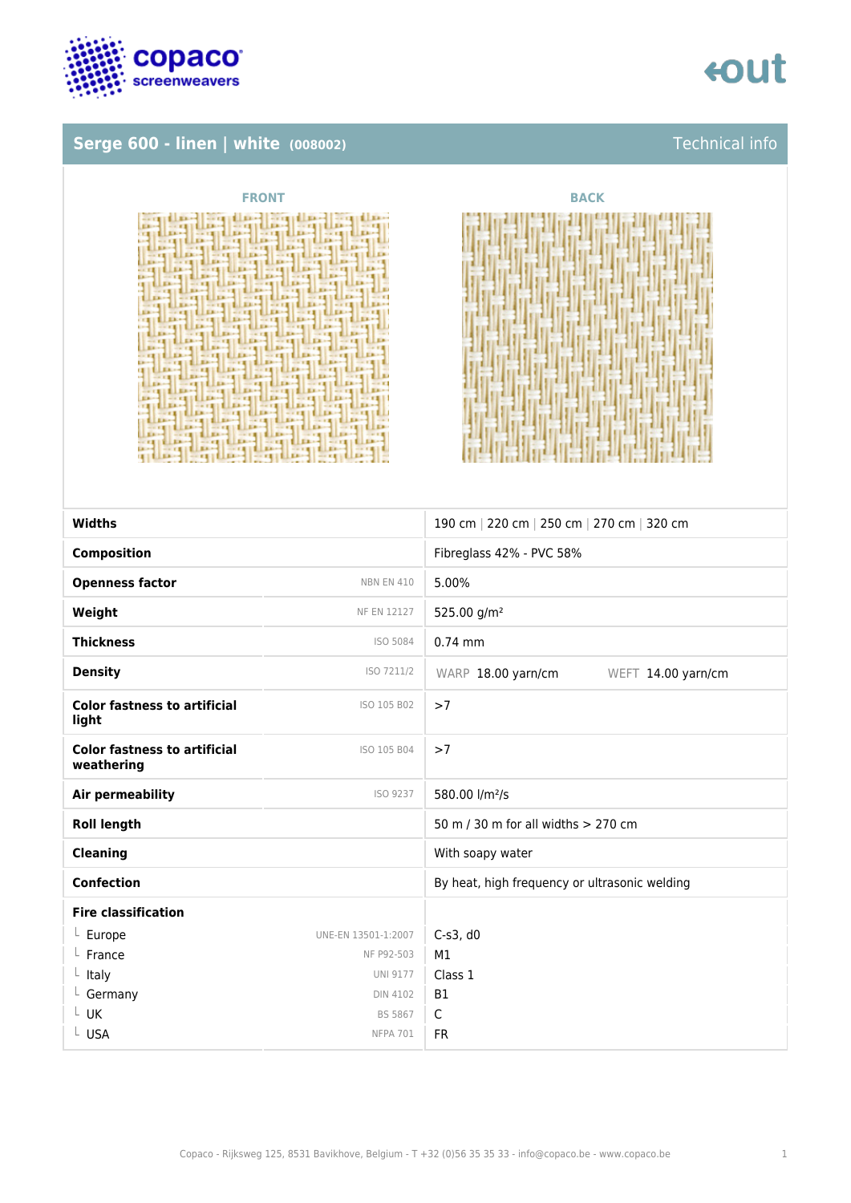# Serge 600 - linen | white (008002)

Technical info

FRONT

BACK

| | | |
|---|---|---|
| **Widths** | | 190 cm \| 220 cm \| 250 cm \| 270 cm \| 320 cm |
| **Composition** | | Fibreglass 42% - PVC 58% |
| **Openness factor** | NBN EN 410 | 5.00% |
| **Weight** | NF EN 12127 | 525.00 g/m² |
| **Thickness** | ISO 5084 | 0.74 mm |
| **Density** | ISO 7211/2 | WARP 18.00 yarn/cm WEFT 14.00 yarn/cm |
| **Color fastness to artificial light** | ISO 105 B02 | >7 |
| **Color fastness to artificial weathering** | ISO 105 B04 | >7 |
| **Air permeability** | ISO 9237 | 580.00 l/m²/s |
| **Roll length** | | 50 m / 30 m for all widths > 270 cm |
| **Cleaning** | | With soapy water |
| **Confection** | | By heat, high frequency or ultrasonic welding |
| **Fire classification** | | |
| └ Europe | UNE-EN 13501-1:2007 | C-s3, d0 |
| └ France | NF P92-503 | M1 |
| └ Italy | UNI 9177 | Class 1 |
| └ Germany | DIN 4102 | B1 |
| └ UK | BS 5867 | C |
| └ USA | NFPA 701 | FR |

Copaco - Rijksweg 125, 8531 Bavikhove, Belgium - T +32 (0)56 35 35 33 - info@copaco.be - www.copaco.be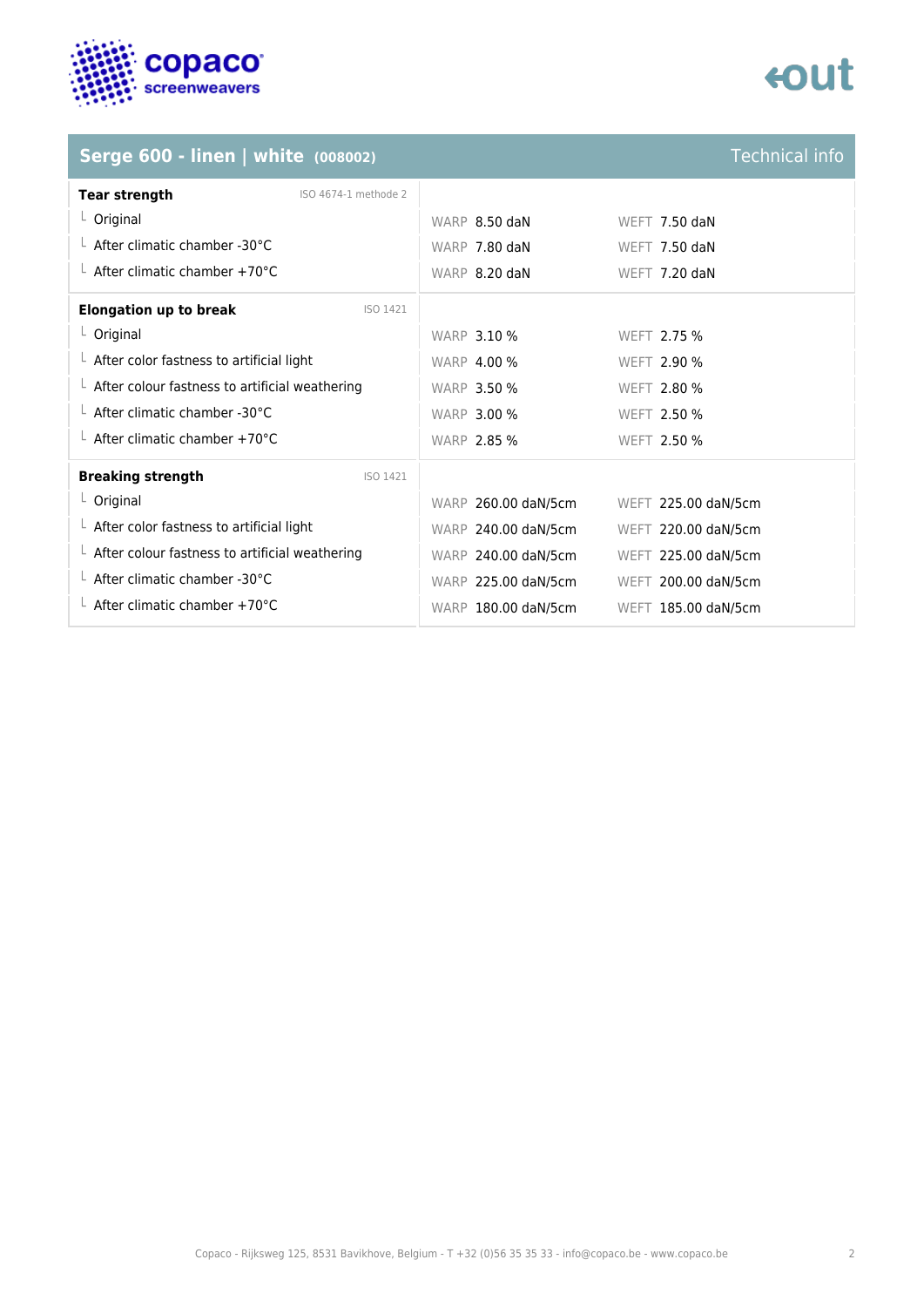## Serge 600 - linen | white (008002)

Technical info

| | | | |
|---|---|---|---|
| **Tear strength** | ISO 4674-1 methode 2 | | |
| └ Original | | WARP 8.50 daN | WEFT 7.50 daN |
| └ After climatic chamber -30°C | | WARP 7.80 daN | WEFT 7.50 daN |
| └ After climatic chamber +70°C | | WARP 8.20 daN | WEFT 7.20 daN |
| **Elongation up to break** | ISO 1421 | | |
| └ Original | | WARP 3.10 % | WEFT 2.75 % |
| └ After color fastness to artificial light | | WARP 4.00 % | WEFT 2.90 % |
| └ After colour fastness to artificial weathering | | WARP 3.50 % | WEFT 2.80 % |
| └ After climatic chamber -30°C | | WARP 3.00 % | WEFT 2.50 % |
| └ After climatic chamber +70°C | | WARP 2.85 % | WEFT 2.50 % |
| **Breaking strength** | ISO 1421 | | |
| └ Original | | WARP 260.00 daN/5cm | WEFT 225.00 daN/5cm |
| └ After color fastness to artificial light | | WARP 240.00 daN/5cm | WEFT 220.00 daN/5cm |
| └ After colour fastness to artificial weathering | | WARP 240.00 daN/5cm | WEFT 225.00 daN/5cm |
| └ After climatic chamber -30°C | | WARP 225.00 daN/5cm | WEFT 200.00 daN/5cm |
| └ After climatic chamber +70°C | | WARP 180.00 daN/5cm | WEFT 185.00 daN/5cm |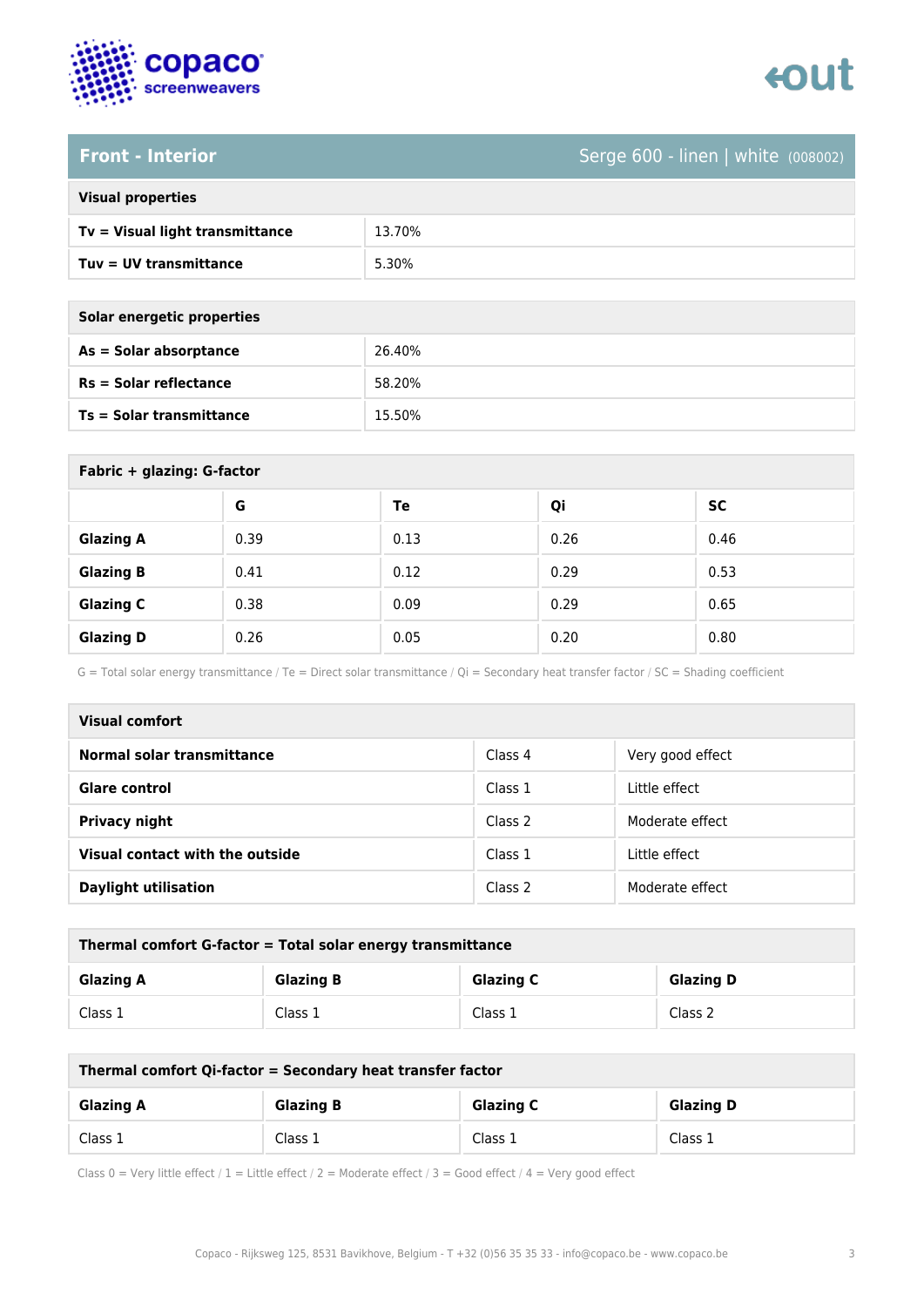## Front - Interior

Serge 600 - linen | white (008002)

| Visual properties | |
|---|---|
| **Tv = Visual light transmittance** | 13.70% |
| **Tuv = UV transmittance** | 5.30% |

| Solar energetic properties | |
|---|---|
| **As = Solar absorptance** | 26.40% |
| **Rs = Solar reflectance** | 58.20% |
| **Ts = Solar transmittance** | 15.50% |

**Fabric + glazing: G-factor**

| | G | Te | Qi | SC |
|---|---|---|---|---|
| **Glazing A** | 0.39 | 0.13 | 0.26 | 0.46 |
| **Glazing B** | 0.41 | 0.12 | 0.29 | 0.53 |
| **Glazing C** | 0.38 | 0.09 | 0.29 | 0.65 |
| **Glazing D** | 0.26 | 0.05 | 0.20 | 0.80 |

G = Total solar energy transmittance / Te = Direct solar transmittance / Qi = Secondary heat transfer factor / SC = Shading coefficient

| Visual comfort | | |
|---|---|---|
| **Normal solar transmittance** | Class 4 | Very good effect |
| **Glare control** | Class 1 | Little effect |
| **Privacy night** | Class 2 | Moderate effect |
| **Visual contact with the outside** | Class 1 | Little effect |
| **Daylight utilisation** | Class 2 | Moderate effect |

**Thermal comfort G-factor = Total solar energy transmittance**

| Glazing A | Glazing B | Glazing C | Glazing D |
|---|---|---|---|
| Class 1 | Class 1 | Class 1 | Class 2 |

**Thermal comfort Qi-factor = Secondary heat transfer factor**

| Glazing A | Glazing B | Glazing C | Glazing D |
|---|---|---|---|
| Class 1 | Class 1 | Class 1 | Class 1 |

Class 0 = Very little effect / 1 = Little effect / 2 = Moderate effect / 3 = Good effect / 4 = Very good effect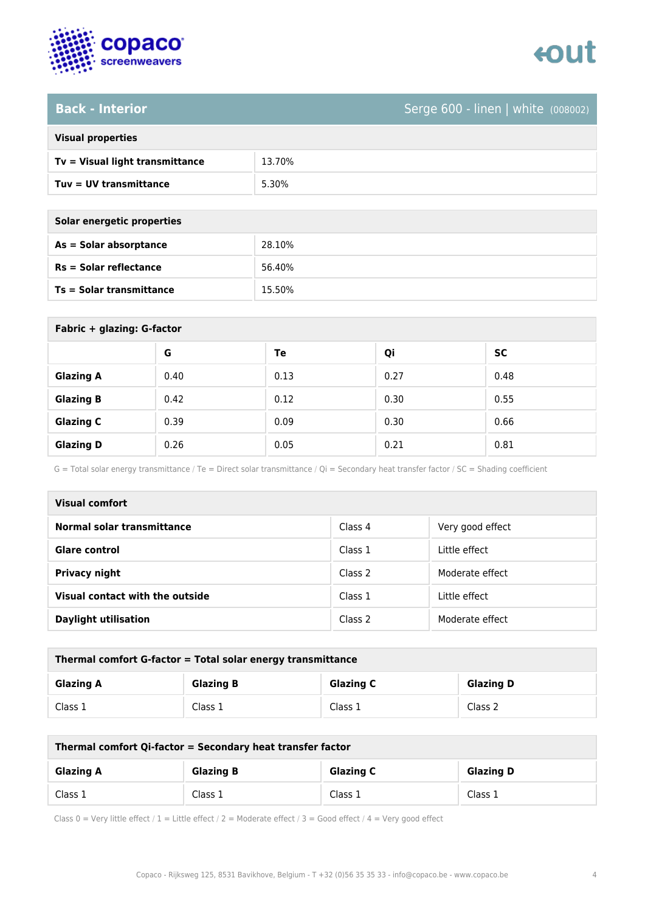## Back - Interior

Serge 600 - linen | white (008002)

| Visual properties | |
|---|---|
| **Tv = Visual light transmittance** | 13.70% |
| **Tuv = UV transmittance** | 5.30% |

| Solar energetic properties | |
|---|---|
| **As = Solar absorptance** | 28.10% |
| **Rs = Solar reflectance** | 56.40% |
| **Ts = Solar transmittance** | 15.50% |

**Fabric + glazing: G-factor**

| | G | Te | Qi | SC |
|---|---|---|---|---|
| **Glazing A** | 0.40 | 0.13 | 0.27 | 0.48 |
| **Glazing B** | 0.42 | 0.12 | 0.30 | 0.55 |
| **Glazing C** | 0.39 | 0.09 | 0.30 | 0.66 |
| **Glazing D** | 0.26 | 0.05 | 0.21 | 0.81 |

G = Total solar energy transmittance / Te = Direct solar transmittance / Qi = Secondary heat transfer factor / SC = Shading coefficient

| Visual comfort | | |
|---|---|---|
| **Normal solar transmittance** | Class 4 | Very good effect |
| **Glare control** | Class 1 | Little effect |
| **Privacy night** | Class 2 | Moderate effect |
| **Visual contact with the outside** | Class 1 | Little effect |
| **Daylight utilisation** | Class 2 | Moderate effect |

**Thermal comfort G-factor = Total solar energy transmittance**

| Glazing A | Glazing B | Glazing C | Glazing D |
|---|---|---|---|
| Class 1 | Class 1 | Class 1 | Class 2 |

**Thermal comfort Qi-factor = Secondary heat transfer factor**

| Glazing A | Glazing B | Glazing C | Glazing D |
|---|---|---|---|
| Class 1 | Class 1 | Class 1 | Class 1 |

Class 0 = Very little effect / 1 = Little effect / 2 = Moderate effect / 3 = Good effect / 4 = Very good effect

Copaco - Rijksweg 125, 8531 Bavikhove, Belgium - T +32 (0)56 35 35 33 - info@copaco.be - www.copaco.be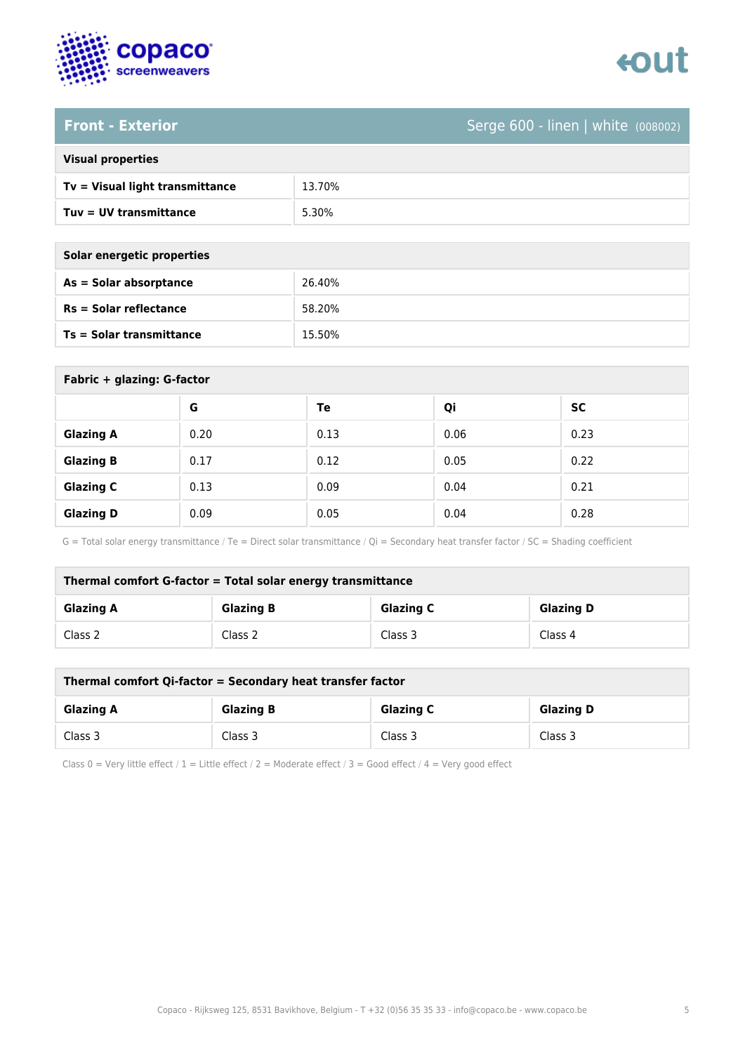## Front - Exterior

Serge 600 - linen | white (008002)

| Visual properties | |
|---|---|
| **Tv = Visual light transmittance** | 13.70% |
| **Tuv = UV transmittance** | 5.30% |

| Solar energetic properties | |
|---|---|
| **As = Solar absorptance** | 26.40% |
| **Rs = Solar reflectance** | 58.20% |
| **Ts = Solar transmittance** | 15.50% |

**Fabric + glazing: G-factor**

| | G | Te | Qi | SC |
|---|---|---|---|---|
| **Glazing A** | 0.20 | 0.13 | 0.06 | 0.23 |
| **Glazing B** | 0.17 | 0.12 | 0.05 | 0.22 |
| **Glazing C** | 0.13 | 0.09 | 0.04 | 0.21 |
| **Glazing D** | 0.09 | 0.05 | 0.04 | 0.28 |

G = Total solar energy transmittance / Te = Direct solar transmittance / Qi = Secondary heat transfer factor / SC = Shading coefficient

**Thermal comfort G-factor = Total solar energy transmittance**

| Glazing A | Glazing B | Glazing C | Glazing D |
|---|---|---|---|
| Class 2 | Class 2 | Class 3 | Class 4 |

**Thermal comfort Qi-factor = Secondary heat transfer factor**

| Glazing A | Glazing B | Glazing C | Glazing D |
|---|---|---|---|
| Class 3 | Class 3 | Class 3 | Class 3 |

Class 0 = Very little effect / 1 = Little effect / 2 = Moderate effect / 3 = Good effect / 4 = Very good effect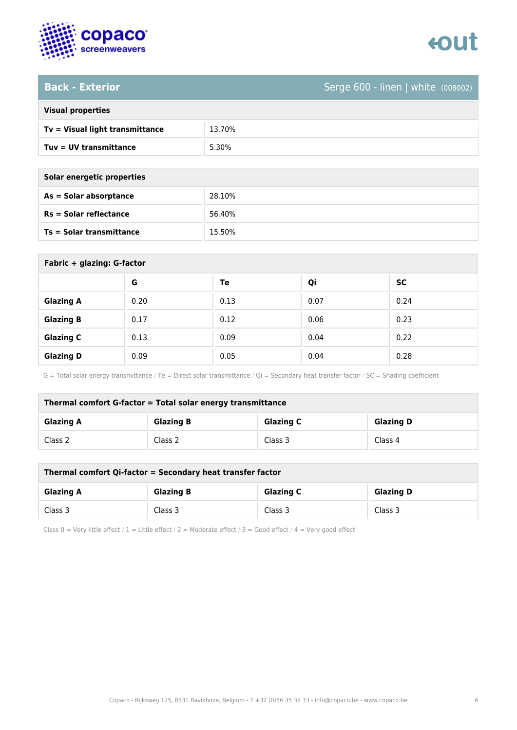## Back - Exterior

Serge 600 - linen | white (008002)

| Visual properties | |
|---|---|
| **Tv = Visual light transmittance** | 13.70% |
| **Tuv = UV transmittance** | 5.30% |

| Solar energetic properties | |
|---|---|
| **As = Solar absorptance** | 28.10% |
| **Rs = Solar reflectance** | 56.40% |
| **Ts = Solar transmittance** | 15.50% |

**Fabric + glazing: G-factor**

| | G | Te | Qi | SC |
|---|---|---|---|---|
| **Glazing A** | 0.20 | 0.13 | 0.07 | 0.24 |
| **Glazing B** | 0.17 | 0.12 | 0.06 | 0.23 |
| **Glazing C** | 0.13 | 0.09 | 0.04 | 0.22 |
| **Glazing D** | 0.09 | 0.05 | 0.04 | 0.28 |

G = Total solar energy transmittance / Te = Direct solar transmittance / Qi = Secondary heat transfer factor / SC = Shading coefficient

**Thermal comfort G-factor = Total solar energy transmittance**

| Glazing A | Glazing B | Glazing C | Glazing D |
|---|---|---|---|
| Class 2 | Class 2 | Class 3 | Class 4 |

**Thermal comfort Qi-factor = Secondary heat transfer factor**

| Glazing A | Glazing B | Glazing C | Glazing D |
|---|---|---|---|
| Class 3 | Class 3 | Class 3 | Class 3 |

Class 0 = Very little effect / 1 = Little effect / 2 = Moderate effect / 3 = Good effect / 4 = Very good effect